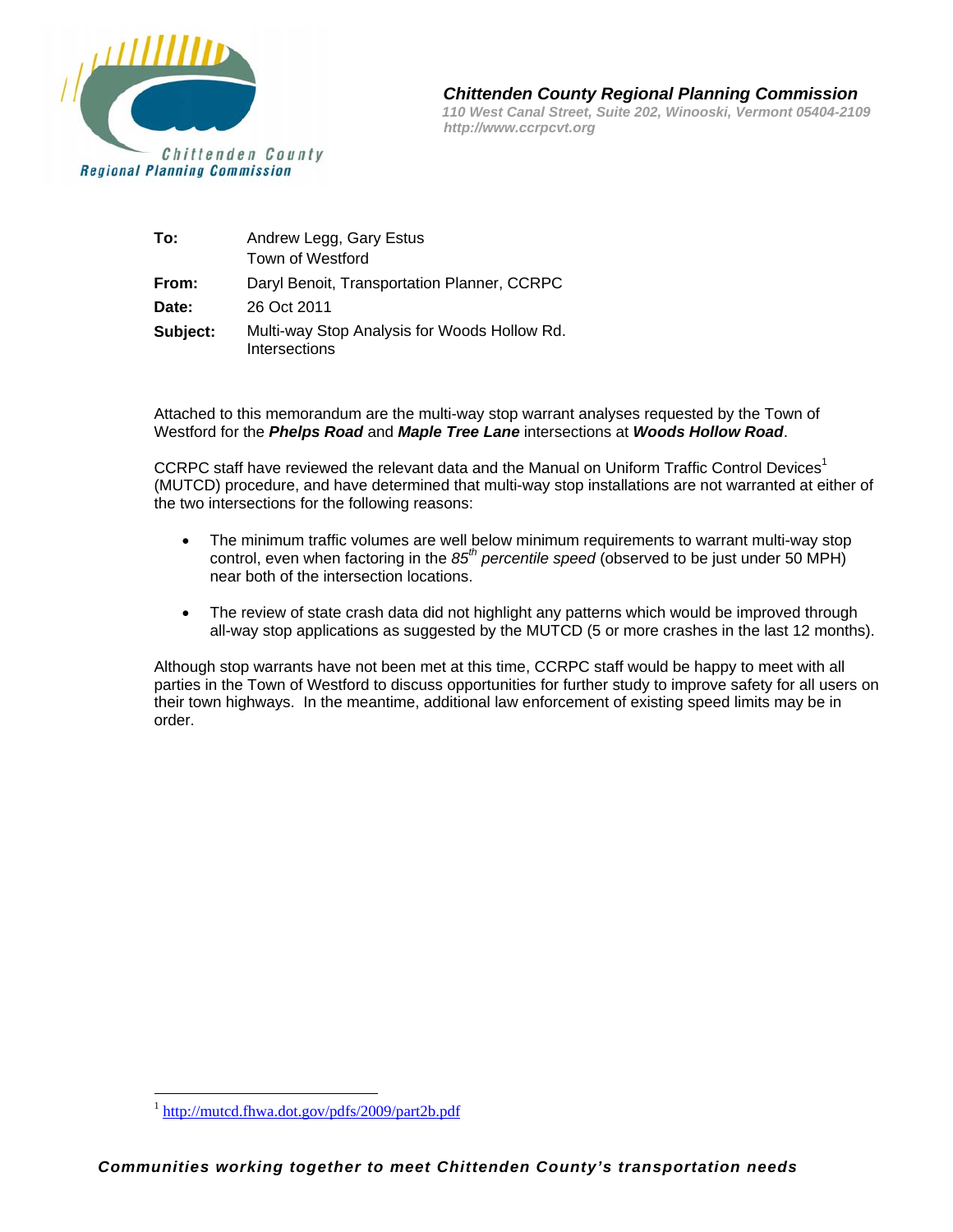**Chittenden County Regional Planning Commission**
*110 West Canal Street, Suite 202, Winooski, Vermont 05404-2109*
*http://www.ccrpcvt.org*

| | |
|---|---|
| **To:** | Andrew Legg, Gary Estus<br>Town of Westford |
| **From:** | Daryl Benoit, Transportation Planner, CCRPC |
| **Date:** | 26 Oct 2011 |
| **Subject:** | Multi-way Stop Analysis for Woods Hollow Rd. Intersections |

Attached to this memorandum are the multi-way stop warrant analyses requested by the Town of Westford for the ***Phelps Road*** and ***Maple Tree Lane*** intersections at ***Woods Hollow Road***.

CCRPC staff have reviewed the relevant data and the Manual on Uniform Traffic Control Devices[1] (MUTCD) procedure, and have determined that multi-way stop installations are not warranted at either of the two intersections for the following reasons:

- The minimum traffic volumes are well below minimum requirements to warrant multi-way stop control, even when factoring in the *85th percentile speed* (observed to be just under 50 MPH) near both of the intersection locations.

- The review of state crash data did not highlight any patterns which would be improved through all-way stop applications as suggested by the MUTCD (5 or more crashes in the last 12 months).

Although stop warrants have not been met at this time, CCRPC staff would be happy to meet with all parties in the Town of Westford to discuss opportunities for further study to improve safety for all users on their town highways. In the meantime, additional law enforcement of existing speed limits may be in order.

---

[1] http://mutcd.fhwa.dot.gov/pdfs/2009/part2b.pdf

***Communities working together to meet Chittenden County's transportation needs***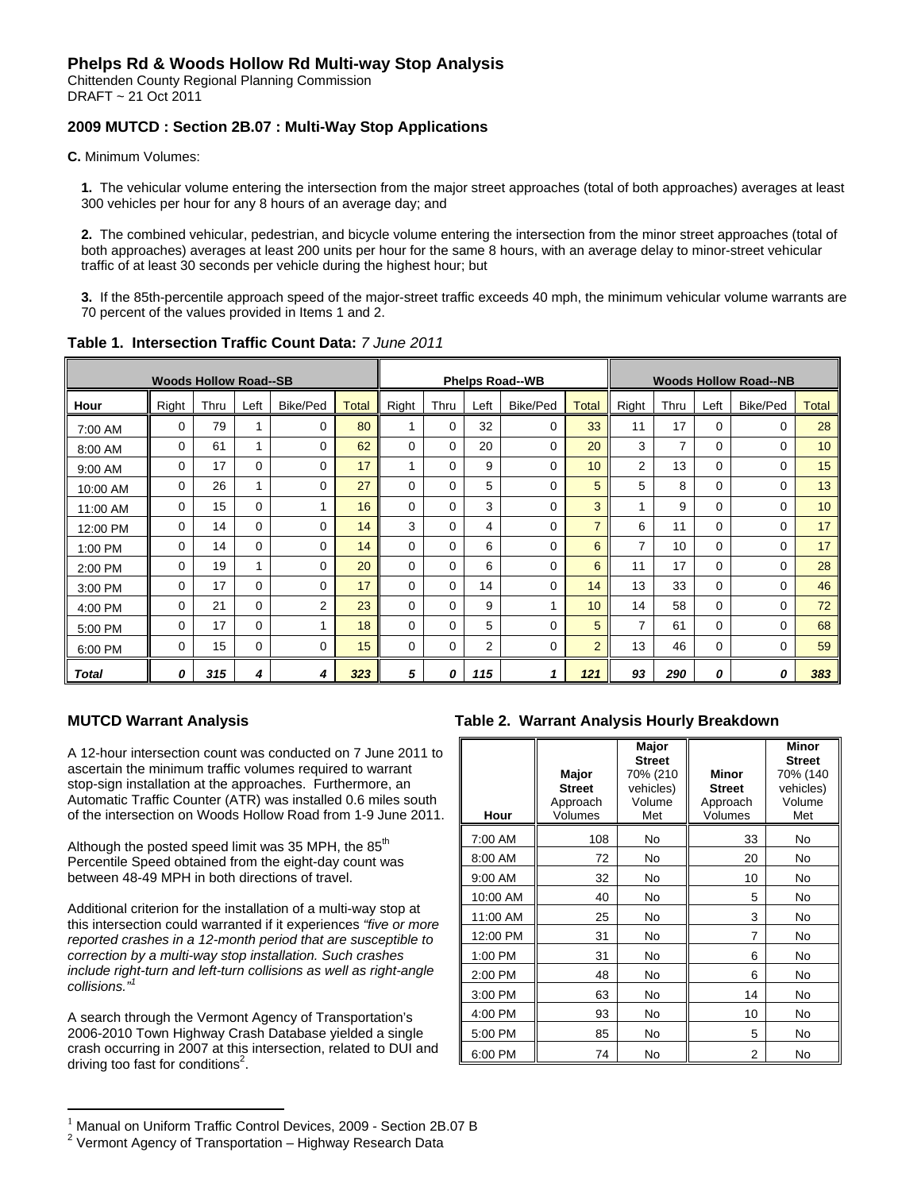# Phelps Rd & Woods Hollow Rd Multi-way Stop Analysis

Chittenden County Regional Planning Commission
DRAFT ~ 21 Oct 2011

## 2009 MUTCD : Section 2B.07 : Multi-Way Stop Applications

**C.** Minimum Volumes:

**1.** The vehicular volume entering the intersection from the major street approaches (total of both approaches) averages at least 300 vehicles per hour for any 8 hours of an average day; and

**2.** The combined vehicular, pedestrian, and bicycle volume entering the intersection from the minor street approaches (total of both approaches) averages at least 200 units per hour for the same 8 hours, with an average delay to minor-street vehicular traffic of at least 30 seconds per vehicle during the highest hour; but

**3.** If the 85th-percentile approach speed of the major-street traffic exceeds 40 mph, the minimum vehicular volume warrants are 70 percent of the values provided in Items 1 and 2.

**Table 1. Intersection Traffic Count Data:** *7 June 2011*

| | Woods Hollow Road--SB | | | | | Phelps Road--WB | | | | | Woods Hollow Road--NB | | | | |
|---|---|---|---|---|---|---|---|---|---|---|---|---|---|---|---|
| **Hour** | Right | Thru | Left | Bike/Ped | Total | Right | Thru | Left | Bike/Ped | Total | Right | Thru | Left | Bike/Ped | Total |
| 7:00 AM | 0 | 79 | 1 | 0 | 80 | 1 | 0 | 32 | 0 | 33 | 11 | 17 | 0 | 0 | 28 |
| 8:00 AM | 0 | 61 | 1 | 0 | 62 | 0 | 0 | 20 | 0 | 20 | 3 | 7 | 0 | 0 | 10 |
| 9:00 AM | 0 | 17 | 0 | 0 | 17 | 1 | 0 | 9 | 0 | 10 | 2 | 13 | 0 | 0 | 15 |
| 10:00 AM | 0 | 26 | 1 | 0 | 27 | 0 | 0 | 5 | 0 | 5 | 5 | 8 | 0 | 0 | 13 |
| 11:00 AM | 0 | 15 | 0 | 1 | 16 | 0 | 0 | 3 | 0 | 3 | 1 | 9 | 0 | 0 | 10 |
| 12:00 PM | 0 | 14 | 0 | 0 | 14 | 3 | 0 | 4 | 0 | 7 | 6 | 11 | 0 | 0 | 17 |
| 1:00 PM | 0 | 14 | 0 | 0 | 14 | 0 | 0 | 6 | 0 | 6 | 7 | 10 | 0 | 0 | 17 |
| 2:00 PM | 0 | 19 | 1 | 0 | 20 | 0 | 0 | 6 | 0 | 6 | 11 | 17 | 0 | 0 | 28 |
| 3:00 PM | 0 | 17 | 0 | 0 | 17 | 0 | 0 | 14 | 0 | 14 | 13 | 33 | 0 | 0 | 46 |
| 4:00 PM | 0 | 21 | 0 | 2 | 23 | 0 | 0 | 9 | 1 | 10 | 14 | 58 | 0 | 0 | 72 |
| 5:00 PM | 0 | 17 | 0 | 1 | 18 | 0 | 0 | 5 | 0 | 5 | 7 | 61 | 0 | 0 | 68 |
| 6:00 PM | 0 | 15 | 0 | 0 | 15 | 0 | 0 | 2 | 0 | 2 | 13 | 46 | 0 | 0 | 59 |
| ***Total*** | ***0*** | ***315*** | ***4*** | ***4*** | ***323*** | ***5*** | ***0*** | ***115*** | ***1*** | ***121*** | ***93*** | ***290*** | ***0*** | ***0*** | ***383*** |

## MUTCD Warrant Analysis

A 12-hour intersection count was conducted on 7 June 2011 to ascertain the minimum traffic volumes required to warrant stop-sign installation at the approaches. Furthermore, an Automatic Traffic Counter (ATR) was installed 0.6 miles south of the intersection on Woods Hollow Road from 1-9 June 2011.

Although the posted speed limit was 35 MPH, the 85th Percentile Speed obtained from the eight-day count was between 48-49 MPH in both directions of travel.

Additional criterion for the installation of a multi-way stop at this intersection could warranted if it experiences *"five or more reported crashes in a 12-month period that are susceptible to correction by a multi-way stop installation. Such crashes include right-turn and left-turn collisions as well as right-angle collisions."*[1]

A search through the Vermont Agency of Transportation's 2006-2010 Town Highway Crash Database yielded a single crash occurring in 2007 at this intersection, related to DUI and driving too fast for conditions[2].

**Table 2. Warrant Analysis Hourly Breakdown**

| Hour | Major Street Approach Volumes | Major Street 70% (210 vehicles) Volume Met | Minor Street Approach Volumes | Minor Street 70% (140 vehicles) Volume Met |
|---|---|---|---|---|
| 7:00 AM | 108 | No | 33 | No |
| 8:00 AM | 72 | No | 20 | No |
| 9:00 AM | 32 | No | 10 | No |
| 10:00 AM | 40 | No | 5 | No |
| 11:00 AM | 25 | No | 3 | No |
| 12:00 PM | 31 | No | 7 | No |
| 1:00 PM | 31 | No | 6 | No |
| 2:00 PM | 48 | No | 6 | No |
| 3:00 PM | 63 | No | 14 | No |
| 4:00 PM | 93 | No | 10 | No |
| 5:00 PM | 85 | No | 5 | No |
| 6:00 PM | 74 | No | 2 | No |

[1] Manual on Uniform Traffic Control Devices, 2009 - Section 2B.07 B
[2] Vermont Agency of Transportation – Highway Research Data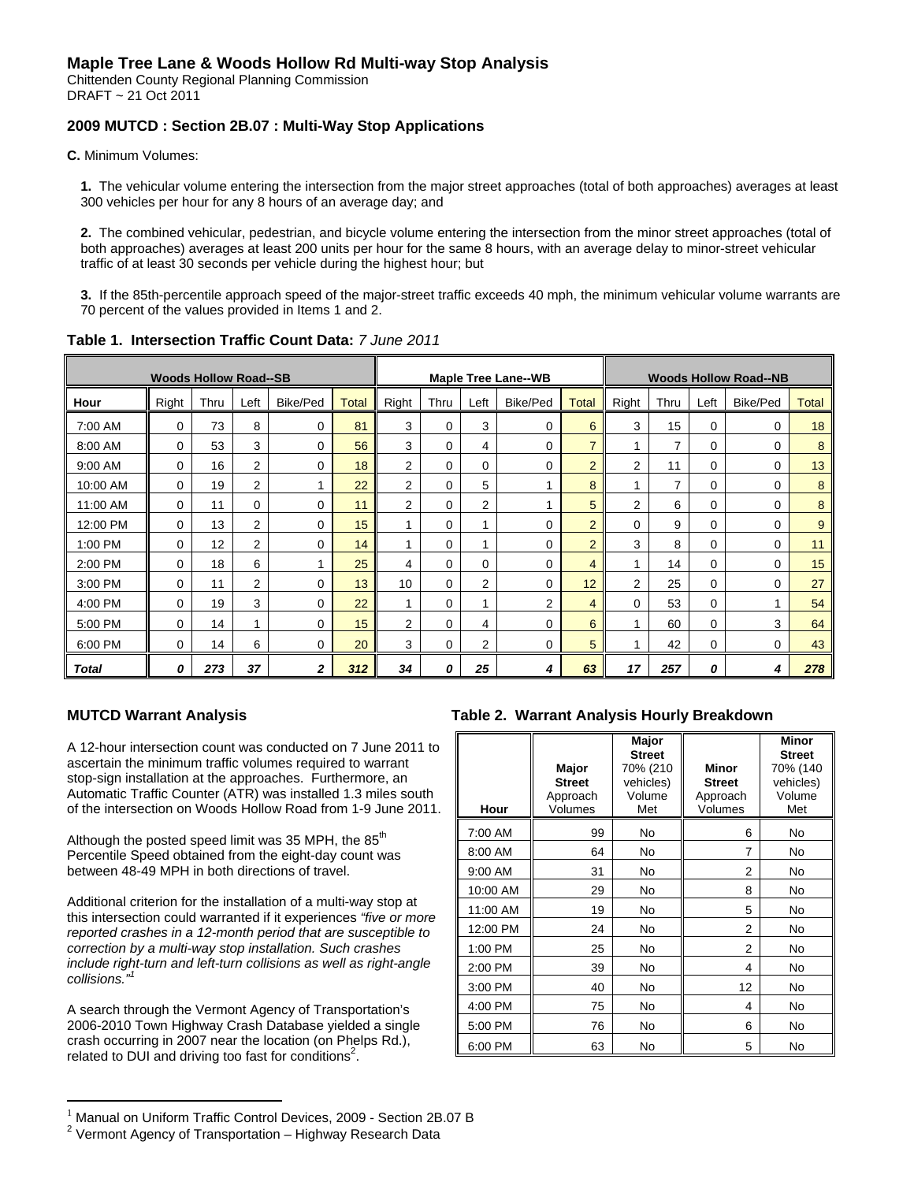# Maple Tree Lane & Woods Hollow Rd Multi-way Stop Analysis

Chittenden County Regional Planning Commission
DRAFT ~ 21 Oct 2011

## 2009 MUTCD : Section 2B.07 : Multi-Way Stop Applications

**C.** Minimum Volumes:

**1.** The vehicular volume entering the intersection from the major street approaches (total of both approaches) averages at least 300 vehicles per hour for any 8 hours of an average day; and

**2.** The combined vehicular, pedestrian, and bicycle volume entering the intersection from the minor street approaches (total of both approaches) averages at least 200 units per hour for the same 8 hours, with an average delay to minor-street vehicular traffic of at least 30 seconds per vehicle during the highest hour; but

**3.** If the 85th-percentile approach speed of the major-street traffic exceeds 40 mph, the minimum vehicular volume warrants are 70 percent of the values provided in Items 1 and 2.

**Table 1. Intersection Traffic Count Data:** *7 June 2011*

| | Woods Hollow Road--SB | | | | | Maple Tree Lane--WB | | | | | Woods Hollow Road--NB | | | | |
|---|---|---|---|---|---|---|---|---|---|---|---|---|---|---|---|
| **Hour** | Right | Thru | Left | Bike/Ped | Total | Right | Thru | Left | Bike/Ped | Total | Right | Thru | Left | Bike/Ped | Total |
| 7:00 AM | 0 | 73 | 8 | 0 | 81 | 3 | 0 | 3 | 0 | 6 | 3 | 15 | 0 | 0 | 18 |
| 8:00 AM | 0 | 53 | 3 | 0 | 56 | 3 | 0 | 4 | 0 | 7 | 1 | 7 | 0 | 0 | 8 |
| 9:00 AM | 0 | 16 | 2 | 0 | 18 | 2 | 0 | 0 | 0 | 2 | 2 | 11 | 0 | 0 | 13 |
| 10:00 AM | 0 | 19 | 2 | 1 | 22 | 2 | 0 | 5 | 1 | 8 | 1 | 7 | 0 | 0 | 8 |
| 11:00 AM | 0 | 11 | 0 | 0 | 11 | 2 | 0 | 2 | 1 | 5 | 2 | 6 | 0 | 0 | 8 |
| 12:00 PM | 0 | 13 | 2 | 0 | 15 | 1 | 0 | 1 | 0 | 2 | 0 | 9 | 0 | 0 | 9 |
| 1:00 PM | 0 | 12 | 2 | 0 | 14 | 1 | 0 | 1 | 0 | 2 | 3 | 8 | 0 | 0 | 11 |
| 2:00 PM | 0 | 18 | 6 | 1 | 25 | 4 | 0 | 0 | 0 | 4 | 1 | 14 | 0 | 0 | 15 |
| 3:00 PM | 0 | 11 | 2 | 0 | 13 | 10 | 0 | 2 | 0 | 12 | 2 | 25 | 0 | 0 | 27 |
| 4:00 PM | 0 | 19 | 3 | 0 | 22 | 1 | 0 | 1 | 2 | 4 | 0 | 53 | 0 | 1 | 54 |
| 5:00 PM | 0 | 14 | 1 | 0 | 15 | 2 | 0 | 4 | 0 | 6 | 1 | 60 | 0 | 3 | 64 |
| 6:00 PM | 0 | 14 | 6 | 0 | 20 | 3 | 0 | 2 | 0 | 5 | 1 | 42 | 0 | 0 | 43 |
| ***Total*** | ***0*** | ***273*** | ***37*** | ***2*** | ***312*** | ***34*** | ***0*** | ***25*** | ***4*** | ***63*** | ***17*** | ***257*** | ***0*** | ***4*** | ***278*** |

### MUTCD Warrant Analysis

A 12-hour intersection count was conducted on 7 June 2011 to ascertain the minimum traffic volumes required to warrant stop-sign installation at the approaches. Furthermore, an Automatic Traffic Counter (ATR) was installed 1.3 miles south of the intersection on Woods Hollow Road from 1-9 June 2011.

Although the posted speed limit was 35 MPH, the 85th Percentile Speed obtained from the eight-day count was between 48-49 MPH in both directions of travel.

Additional criterion for the installation of a multi-way stop at this intersection could warranted if it experiences *"five or more reported crashes in a 12-month period that are susceptible to correction by a multi-way stop installation. Such crashes include right-turn and left-turn collisions as well as right-angle collisions."*[1]

A search through the Vermont Agency of Transportation's 2006-2010 Town Highway Crash Database yielded a single crash occurring in 2007 near the location (on Phelps Rd.), related to DUI and driving too fast for conditions[2].

**Table 2. Warrant Analysis Hourly Breakdown**

| Hour | Major Street Approach Volumes | Major Street 70% (210 vehicles) Volume Met | Minor Street Approach Volumes | Minor Street 70% (140 vehicles) Volume Met |
|---|---|---|---|---|
| 7:00 AM | 99 | No | 6 | No |
| 8:00 AM | 64 | No | 7 | No |
| 9:00 AM | 31 | No | 2 | No |
| 10:00 AM | 29 | No | 8 | No |
| 11:00 AM | 19 | No | 5 | No |
| 12:00 PM | 24 | No | 2 | No |
| 1:00 PM | 25 | No | 2 | No |
| 2:00 PM | 39 | No | 4 | No |
| 3:00 PM | 40 | No | 12 | No |
| 4:00 PM | 75 | No | 4 | No |
| 5:00 PM | 76 | No | 6 | No |
| 6:00 PM | 63 | No | 5 | No |

[1] Manual on Uniform Traffic Control Devices, 2009 - Section 2B.07 B

[2] Vermont Agency of Transportation – Highway Research Data